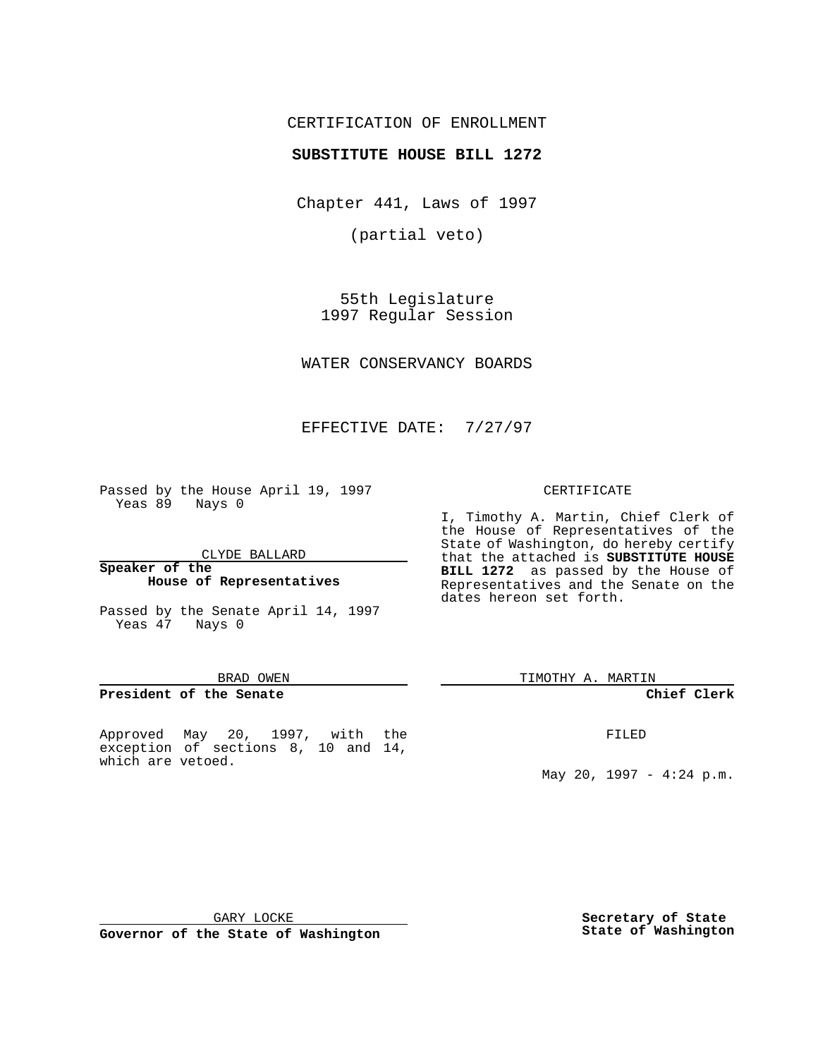CERTIFICATION OF ENROLLMENT

**SUBSTITUTE HOUSE BILL 1272**

Chapter 441, Laws of 1997

(partial veto)

55th Legislature
1997 Regular Session

WATER CONSERVANCY BOARDS

EFFECTIVE DATE: 7/27/97

Passed by the House April 19, 1997
Yeas 89 Nays 0

CLYDE BALLARD

**Speaker of the House of Representatives**

Passed by the Senate April 14, 1997
Yeas 47 Nays 0

BRAD OWEN

**President of the Senate**

Approved May 20, 1997, with the exception of sections 8, 10 and 14, which are vetoed.

GARY LOCKE

**Governor of the State of Washington**

CERTIFICATE

I, Timothy A. Martin, Chief Clerk of the House of Representatives of the State of Washington, do hereby certify that the attached is **SUBSTITUTE HOUSE BILL 1272** as passed by the House of Representatives and the Senate on the dates hereon set forth.

TIMOTHY A. MARTIN

**Chief Clerk**

FILED

May 20, 1997 - 4:24 p.m.

**Secretary of State**
**State of Washington**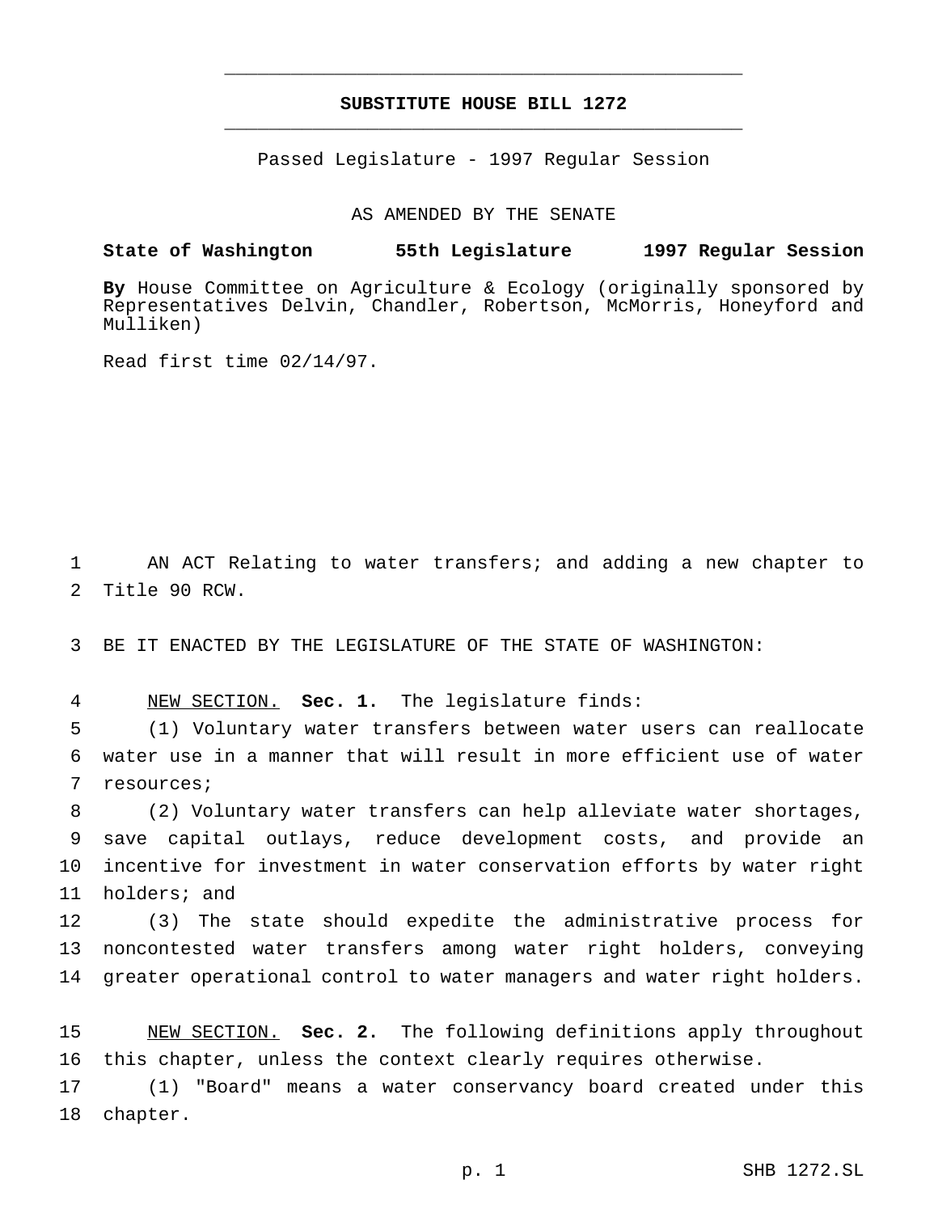# SUBSTITUTE HOUSE BILL 1272

Passed Legislature - 1997 Regular Session

AS AMENDED BY THE SENATE

**State of Washington 55th Legislature 1997 Regular Session**

**By** House Committee on Agriculture & Ecology (originally sponsored by Representatives Delvin, Chandler, Robertson, McMorris, Honeyford and Mulliken)

Read first time 02/14/97.

AN ACT Relating to water transfers; and adding a new chapter to Title 90 RCW.

BE IT ENACTED BY THE LEGISLATURE OF THE STATE OF WASHINGTON:

NEW SECTION. **Sec. 1.** The legislature finds:

(1) Voluntary water transfers between water users can reallocate water use in a manner that will result in more efficient use of water resources;

(2) Voluntary water transfers can help alleviate water shortages, save capital outlays, reduce development costs, and provide an incentive for investment in water conservation efforts by water right holders; and

(3) The state should expedite the administrative process for noncontested water transfers among water right holders, conveying greater operational control to water managers and water right holders.

NEW SECTION. **Sec. 2.** The following definitions apply throughout this chapter, unless the context clearly requires otherwise.

(1) "Board" means a water conservancy board created under this chapter.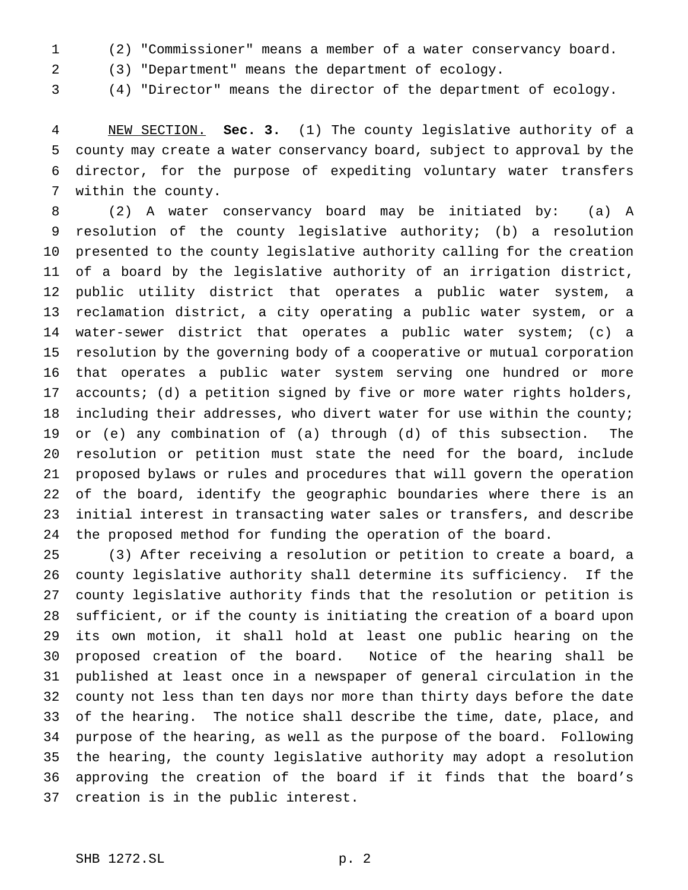(2) "Commissioner" means a member of a water conservancy board.

(3) "Department" means the department of ecology.

(4) "Director" means the director of the department of ecology.

<u>NEW SECTION.</u> **Sec. 3.** (1) The county legislative authority of a county may create a water conservancy board, subject to approval by the director, for the purpose of expediting voluntary water transfers within the county.

(2) A water conservancy board may be initiated by: (a) A resolution of the county legislative authority; (b) a resolution presented to the county legislative authority calling for the creation of a board by the legislative authority of an irrigation district, public utility district that operates a public water system, a reclamation district, a city operating a public water system, or a water-sewer district that operates a public water system; (c) a resolution by the governing body of a cooperative or mutual corporation that operates a public water system serving one hundred or more accounts; (d) a petition signed by five or more water rights holders, including their addresses, who divert water for use within the county; or (e) any combination of (a) through (d) of this subsection. The resolution or petition must state the need for the board, include proposed bylaws or rules and procedures that will govern the operation of the board, identify the geographic boundaries where there is an initial interest in transacting water sales or transfers, and describe the proposed method for funding the operation of the board.

(3) After receiving a resolution or petition to create a board, a county legislative authority shall determine its sufficiency. If the county legislative authority finds that the resolution or petition is sufficient, or if the county is initiating the creation of a board upon its own motion, it shall hold at least one public hearing on the proposed creation of the board. Notice of the hearing shall be published at least once in a newspaper of general circulation in the county not less than ten days nor more than thirty days before the date of the hearing. The notice shall describe the time, date, place, and purpose of the hearing, as well as the purpose of the board. Following the hearing, the county legislative authority may adopt a resolution approving the creation of the board if it finds that the board's creation is in the public interest.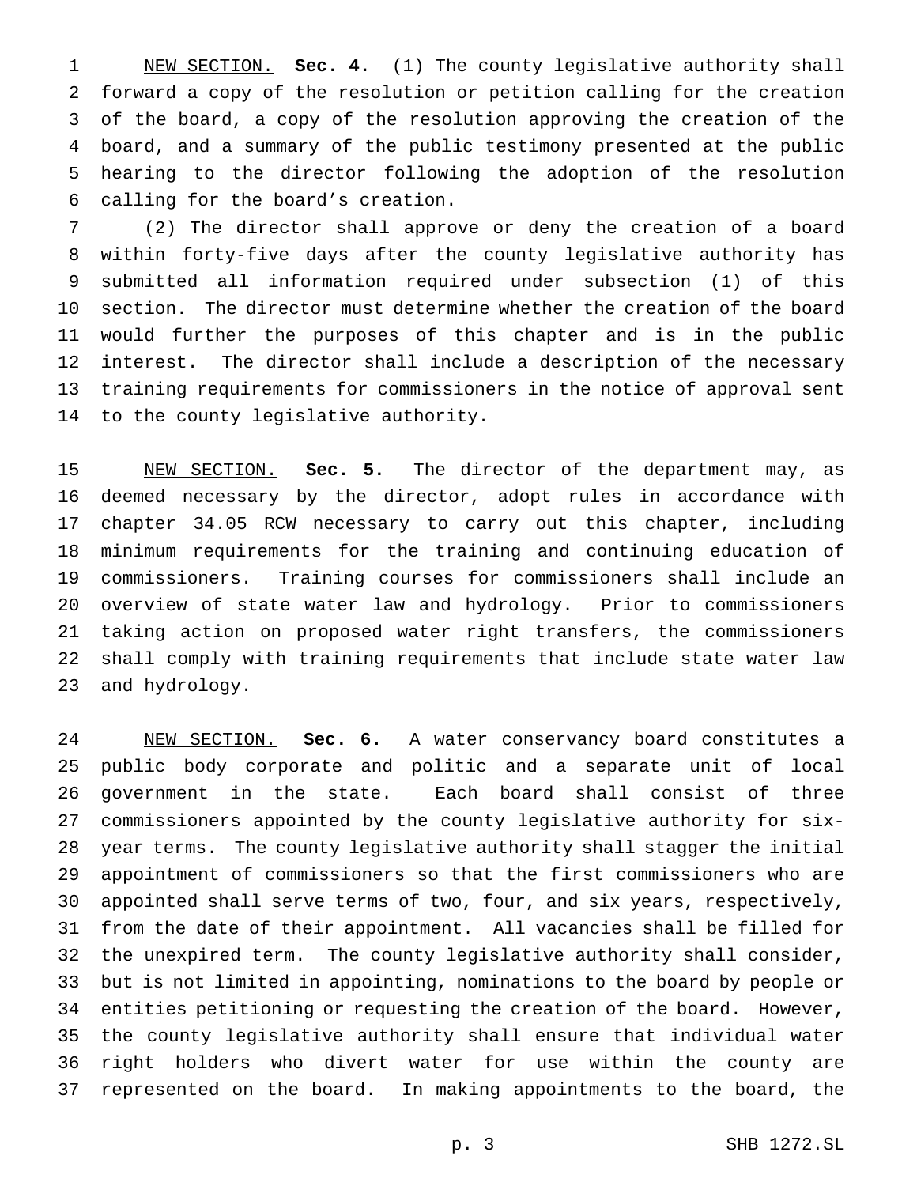NEW SECTION. **Sec. 4.** (1) The county legislative authority shall forward a copy of the resolution or petition calling for the creation of the board, a copy of the resolution approving the creation of the board, and a summary of the public testimony presented at the public hearing to the director following the adoption of the resolution calling for the board's creation.

(2) The director shall approve or deny the creation of a board within forty-five days after the county legislative authority has submitted all information required under subsection (1) of this section. The director must determine whether the creation of the board would further the purposes of this chapter and is in the public interest. The director shall include a description of the necessary training requirements for commissioners in the notice of approval sent to the county legislative authority.

NEW SECTION. **Sec. 5.** The director of the department may, as deemed necessary by the director, adopt rules in accordance with chapter 34.05 RCW necessary to carry out this chapter, including minimum requirements for the training and continuing education of commissioners. Training courses for commissioners shall include an overview of state water law and hydrology. Prior to commissioners taking action on proposed water right transfers, the commissioners shall comply with training requirements that include state water law and hydrology.

NEW SECTION. **Sec. 6.** A water conservancy board constitutes a public body corporate and politic and a separate unit of local government in the state. Each board shall consist of three commissioners appointed by the county legislative authority for six-year terms. The county legislative authority shall stagger the initial appointment of commissioners so that the first commissioners who are appointed shall serve terms of two, four, and six years, respectively, from the date of their appointment. All vacancies shall be filled for the unexpired term. The county legislative authority shall consider, but is not limited in appointing, nominations to the board by people or entities petitioning or requesting the creation of the board. However, the county legislative authority shall ensure that individual water right holders who divert water for use within the county are represented on the board. In making appointments to the board, the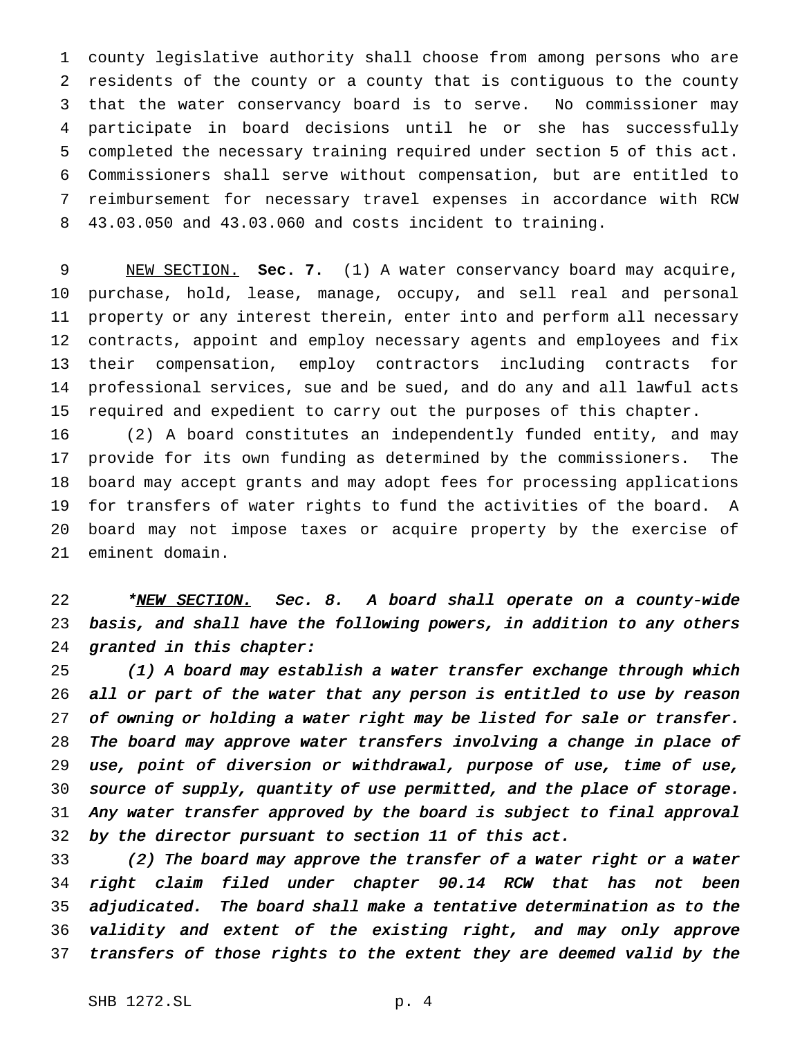county legislative authority shall choose from among persons who are residents of the county or a county that is contiguous to the county that the water conservancy board is to serve. No commissioner may participate in board decisions until he or she has successfully completed the necessary training required under section 5 of this act. Commissioners shall serve without compensation, but are entitled to reimbursement for necessary travel expenses in accordance with RCW 43.03.050 and 43.03.060 and costs incident to training.

NEW SECTION. **Sec. 7.** (1) A water conservancy board may acquire, purchase, hold, lease, manage, occupy, and sell real and personal property or any interest therein, enter into and perform all necessary contracts, appoint and employ necessary agents and employees and fix their compensation, employ contractors including contracts for professional services, sue and be sued, and do any and all lawful acts required and expedient to carry out the purposes of this chapter.

(2) A board constitutes an independently funded entity, and may provide for its own funding as determined by the commissioners. The board may accept grants and may adopt fees for processing applications for transfers of water rights to fund the activities of the board. A board may not impose taxes or acquire property by the exercise of eminent domain.

*\*NEW SECTION. Sec. 8. A board shall operate on a county-wide basis, and shall have the following powers, in addition to any others granted in this chapter:*

*(1) A board may establish a water transfer exchange through which all or part of the water that any person is entitled to use by reason of owning or holding a water right may be listed for sale or transfer. The board may approve water transfers involving a change in place of use, point of diversion or withdrawal, purpose of use, time of use, source of supply, quantity of use permitted, and the place of storage. Any water transfer approved by the board is subject to final approval by the director pursuant to section 11 of this act.*

*(2) The board may approve the transfer of a water right or a water right claim filed under chapter 90.14 RCW that has not been adjudicated. The board shall make a tentative determination as to the validity and extent of the existing right, and may only approve transfers of those rights to the extent they are deemed valid by the*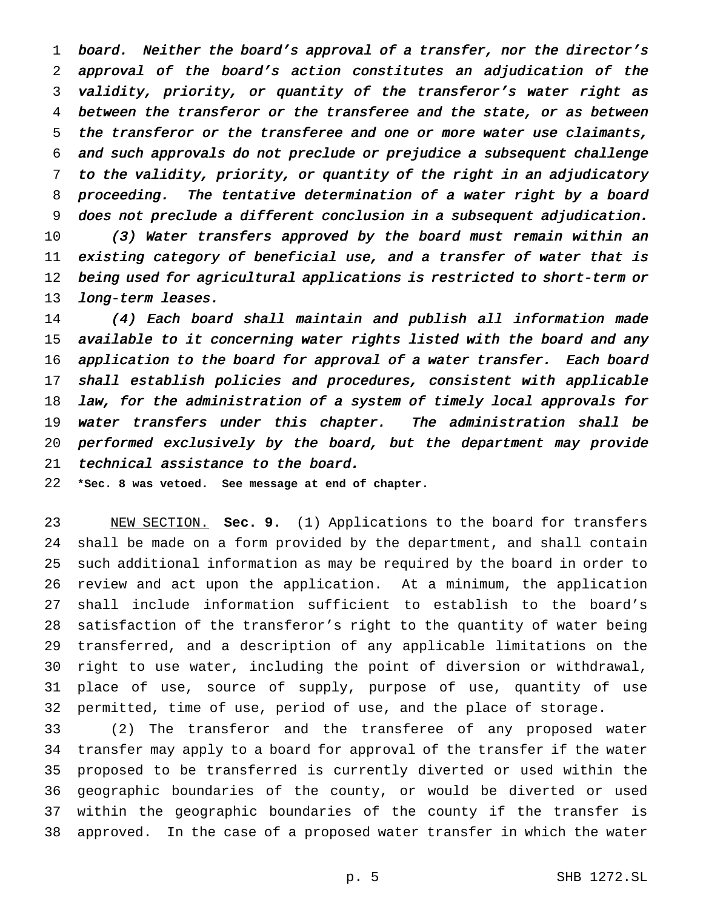*board. Neither the board's approval of a transfer, nor the director's approval of the board's action constitutes an adjudication of the validity, priority, or quantity of the transferor's water right as between the transferor or the transferee and the state, or as between the transferor or the transferee and one or more water use claimants, and such approvals do not preclude or prejudice a subsequent challenge to the validity, priority, or quantity of the right in an adjudicatory proceeding. The tentative determination of a water right by a board does not preclude a different conclusion in a subsequent adjudication.*

*(3) Water transfers approved by the board must remain within an existing category of beneficial use, and a transfer of water that is being used for agricultural applications is restricted to short-term or long-term leases.*

*(4) Each board shall maintain and publish all information made available to it concerning water rights listed with the board and any application to the board for approval of a water transfer. Each board shall establish policies and procedures, consistent with applicable law, for the administration of a system of timely local approvals for water transfers under this chapter. The administration shall be performed exclusively by the board, but the department may provide technical assistance to the board.*

**\*Sec. 8 was vetoed. See message at end of chapter.**

NEW SECTION. **Sec. 9.** (1) Applications to the board for transfers shall be made on a form provided by the department, and shall contain such additional information as may be required by the board in order to review and act upon the application. At a minimum, the application shall include information sufficient to establish to the board's satisfaction of the transferor's right to the quantity of water being transferred, and a description of any applicable limitations on the right to use water, including the point of diversion or withdrawal, place of use, source of supply, purpose of use, quantity of use permitted, time of use, period of use, and the place of storage.

(2) The transferor and the transferee of any proposed water transfer may apply to a board for approval of the transfer if the water proposed to be transferred is currently diverted or used within the geographic boundaries of the county, or would be diverted or used within the geographic boundaries of the county if the transfer is approved. In the case of a proposed water transfer in which the water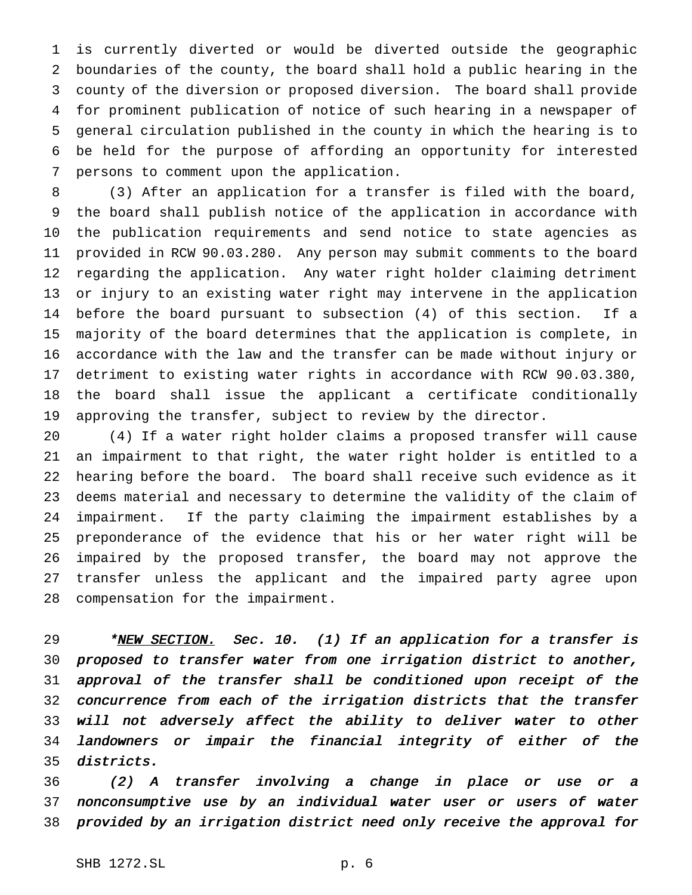is currently diverted or would be diverted outside the geographic boundaries of the county, the board shall hold a public hearing in the county of the diversion or proposed diversion. The board shall provide for prominent publication of notice of such hearing in a newspaper of general circulation published in the county in which the hearing is to be held for the purpose of affording an opportunity for interested persons to comment upon the application.

(3) After an application for a transfer is filed with the board, the board shall publish notice of the application in accordance with the publication requirements and send notice to state agencies as provided in RCW 90.03.280. Any person may submit comments to the board regarding the application. Any water right holder claiming detriment or injury to an existing water right may intervene in the application before the board pursuant to subsection (4) of this section. If a majority of the board determines that the application is complete, in accordance with the law and the transfer can be made without injury or detriment to existing water rights in accordance with RCW 90.03.380, the board shall issue the applicant a certificate conditionally approving the transfer, subject to review by the director.

(4) If a water right holder claims a proposed transfer will cause an impairment to that right, the water right holder is entitled to a hearing before the board. The board shall receive such evidence as it deems material and necessary to determine the validity of the claim of impairment. If the party claiming the impairment establishes by a preponderance of the evidence that his or her water right will be impaired by the proposed transfer, the board may not approve the transfer unless the applicant and the impaired party agree upon compensation for the impairment.

*\*<u>NEW SECTION.</u> Sec. 10. (1) If an application for a transfer is proposed to transfer water from one irrigation district to another, approval of the transfer shall be conditioned upon receipt of the concurrence from each of the irrigation districts that the transfer will not adversely affect the ability to deliver water to other landowners or impair the financial integrity of either of the districts.*

*(2) A transfer involving a change in place or use or a nonconsumptive use by an individual water user or users of water provided by an irrigation district need only receive the approval for*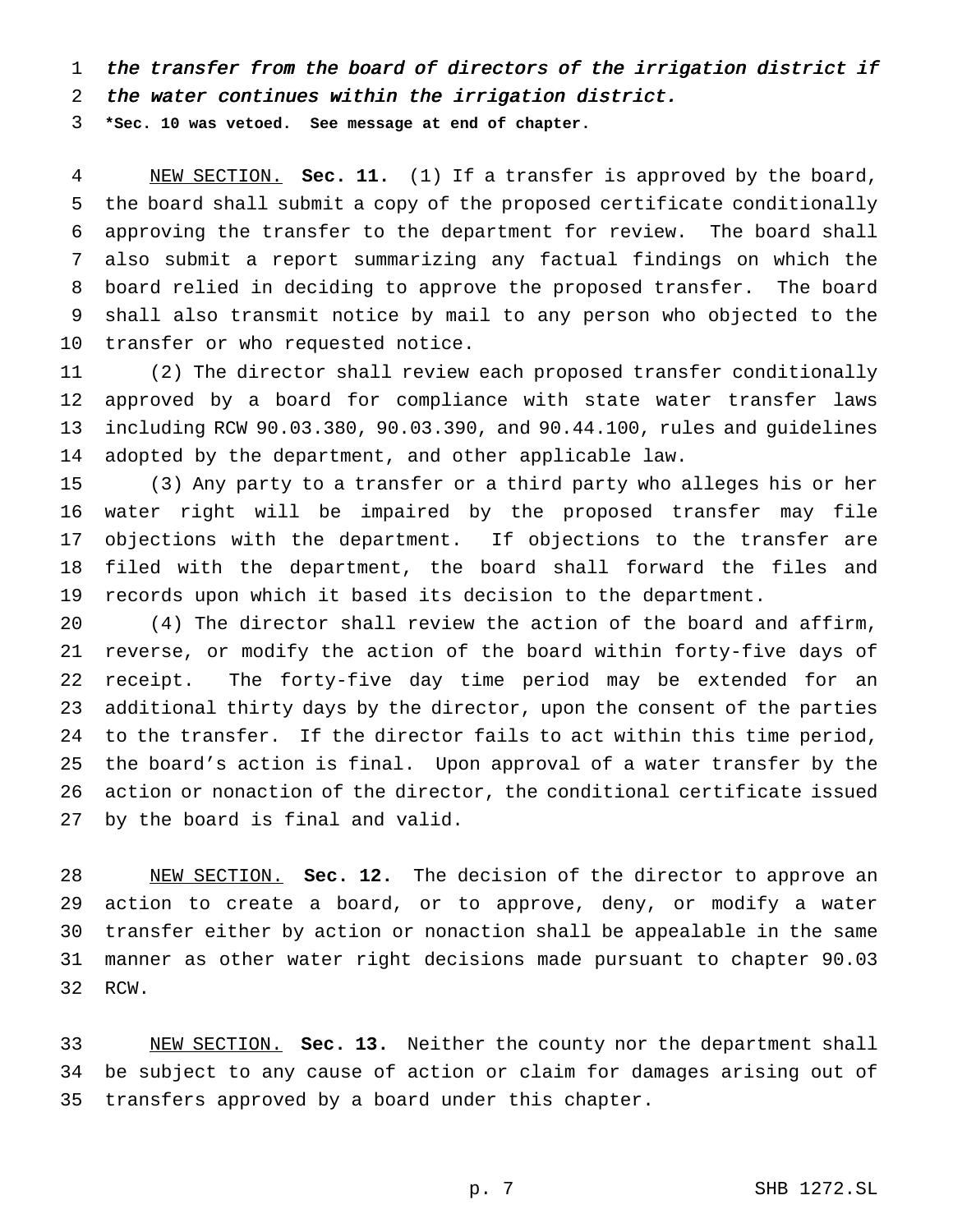*the transfer from the board of directors of the irrigation district if the water continues within the irrigation district.*

**\*Sec. 10 was vetoed. See message at end of chapter.**

NEW SECTION. **Sec. 11.** (1) If a transfer is approved by the board, the board shall submit a copy of the proposed certificate conditionally approving the transfer to the department for review. The board shall also submit a report summarizing any factual findings on which the board relied in deciding to approve the proposed transfer. The board shall also transmit notice by mail to any person who objected to the transfer or who requested notice.

(2) The director shall review each proposed transfer conditionally approved by a board for compliance with state water transfer laws including RCW 90.03.380, 90.03.390, and 90.44.100, rules and guidelines adopted by the department, and other applicable law.

(3) Any party to a transfer or a third party who alleges his or her water right will be impaired by the proposed transfer may file objections with the department. If objections to the transfer are filed with the department, the board shall forward the files and records upon which it based its decision to the department.

(4) The director shall review the action of the board and affirm, reverse, or modify the action of the board within forty-five days of receipt. The forty-five day time period may be extended for an additional thirty days by the director, upon the consent of the parties to the transfer. If the director fails to act within this time period, the board's action is final. Upon approval of a water transfer by the action or nonaction of the director, the conditional certificate issued by the board is final and valid.

NEW SECTION. **Sec. 12.** The decision of the director to approve an action to create a board, or to approve, deny, or modify a water transfer either by action or nonaction shall be appealable in the same manner as other water right decisions made pursuant to chapter 90.03 RCW.

NEW SECTION. **Sec. 13.** Neither the county nor the department shall be subject to any cause of action or claim for damages arising out of transfers approved by a board under this chapter.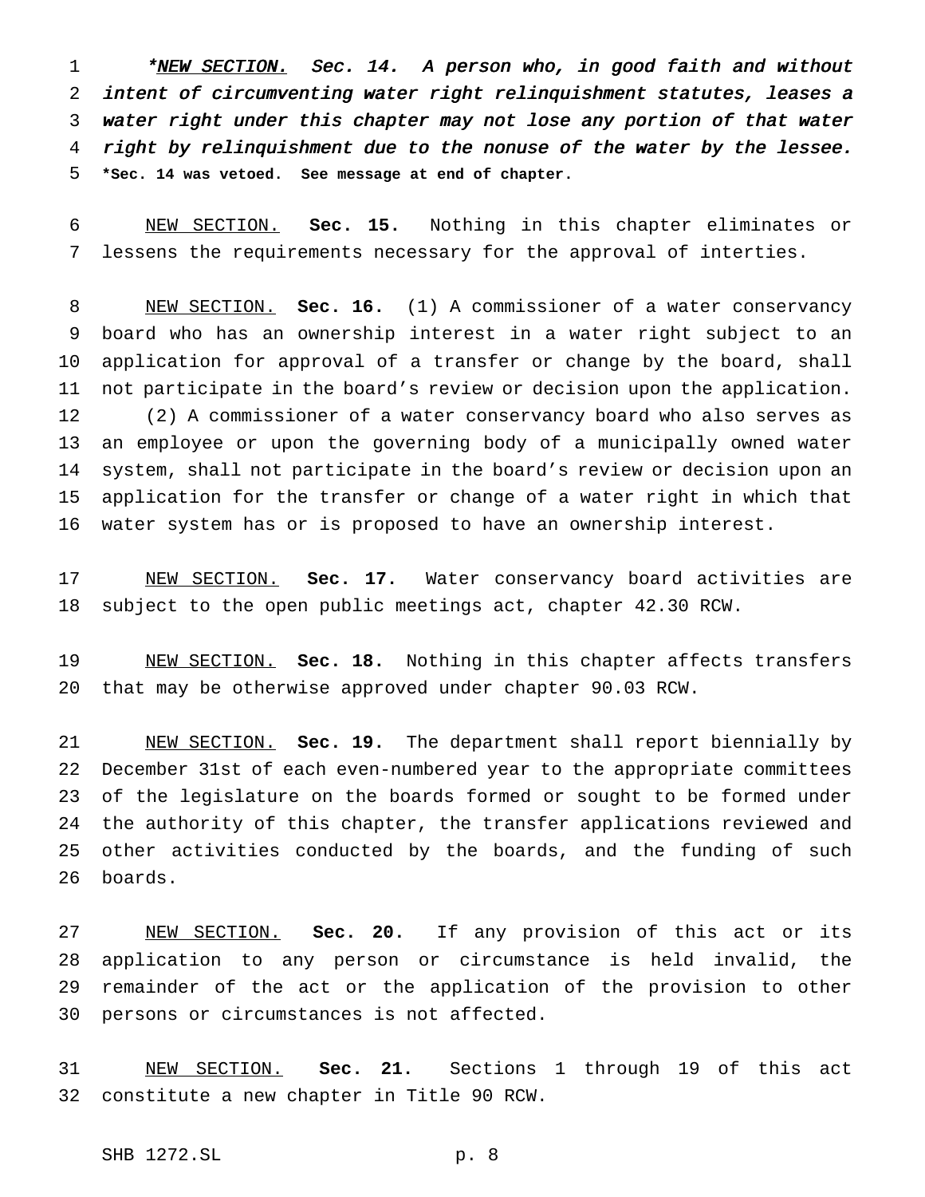*<u>NEW SECTION.</u> *Sec. 14. A person who, in good faith and without intent of circumventing water right relinquishment statutes, leases a water right under this chapter may not lose any portion of that water right by relinquishment due to the nonuse of the water by the lessee.*

**\*Sec. 14 was vetoed. See message at end of chapter.**

<u>NEW SECTION.</u> **Sec. 15.** Nothing in this chapter eliminates or lessens the requirements necessary for the approval of interties.

<u>NEW SECTION.</u> **Sec. 16.** (1) A commissioner of a water conservancy board who has an ownership interest in a water right subject to an application for approval of a transfer or change by the board, shall not participate in the board's review or decision upon the application.

(2) A commissioner of a water conservancy board who also serves as an employee or upon the governing body of a municipally owned water system, shall not participate in the board's review or decision upon an application for the transfer or change of a water right in which that water system has or is proposed to have an ownership interest.

<u>NEW SECTION.</u> **Sec. 17.** Water conservancy board activities are subject to the open public meetings act, chapter 42.30 RCW.

<u>NEW SECTION.</u> **Sec. 18.** Nothing in this chapter affects transfers that may be otherwise approved under chapter 90.03 RCW.

<u>NEW SECTION.</u> **Sec. 19.** The department shall report biennially by December 31st of each even-numbered year to the appropriate committees of the legislature on the boards formed or sought to be formed under the authority of this chapter, the transfer applications reviewed and other activities conducted by the boards, and the funding of such boards.

<u>NEW SECTION.</u> **Sec. 20.** If any provision of this act or its application to any person or circumstance is held invalid, the remainder of the act or the application of the provision to other persons or circumstances is not affected.

<u>NEW SECTION.</u> **Sec. 21.** Sections 1 through 19 of this act constitute a new chapter in Title 90 RCW.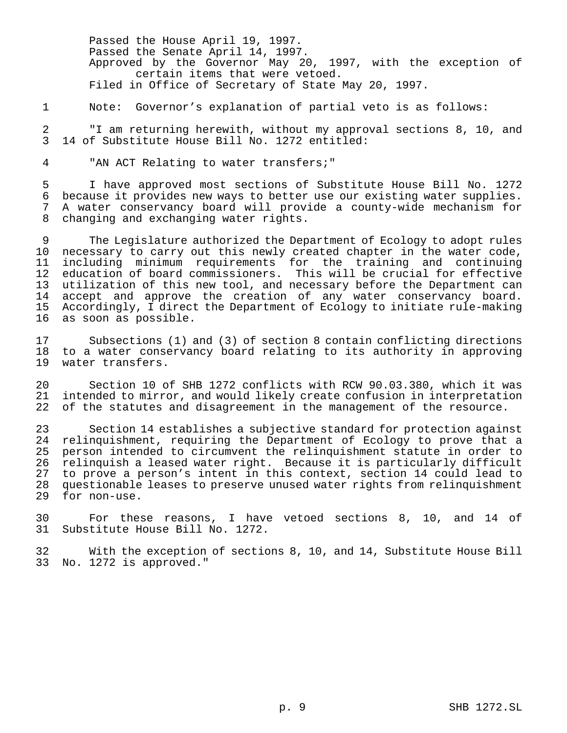Passed the House April 19, 1997.
Passed the Senate April 14, 1997.
Approved by the Governor May 20, 1997, with the exception of certain items that were vetoed.
Filed in Office of Secretary of State May 20, 1997.

Note: Governor's explanation of partial veto is as follows:

"I am returning herewith, without my approval sections 8, 10, and 14 of Substitute House Bill No. 1272 entitled:

"AN ACT Relating to water transfers;"

I have approved most sections of Substitute House Bill No. 1272 because it provides new ways to better use our existing water supplies. A water conservancy board will provide a county-wide mechanism for changing and exchanging water rights.

The Legislature authorized the Department of Ecology to adopt rules necessary to carry out this newly created chapter in the water code, including minimum requirements for the training and continuing education of board commissioners. This will be crucial for effective utilization of this new tool, and necessary before the Department can accept and approve the creation of any water conservancy board. Accordingly, I direct the Department of Ecology to initiate rule-making as soon as possible.

Subsections (1) and (3) of section 8 contain conflicting directions to a water conservancy board relating to its authority in approving water transfers.

Section 10 of SHB 1272 conflicts with RCW 90.03.380, which it was intended to mirror, and would likely create confusion in interpretation of the statutes and disagreement in the management of the resource.

Section 14 establishes a subjective standard for protection against relinquishment, requiring the Department of Ecology to prove that a person intended to circumvent the relinquishment statute in order to relinquish a leased water right. Because it is particularly difficult to prove a person's intent in this context, section 14 could lead to questionable leases to preserve unused water rights from relinquishment for non-use.

For these reasons, I have vetoed sections 8, 10, and 14 of Substitute House Bill No. 1272.

With the exception of sections 8, 10, and 14, Substitute House Bill No. 1272 is approved."